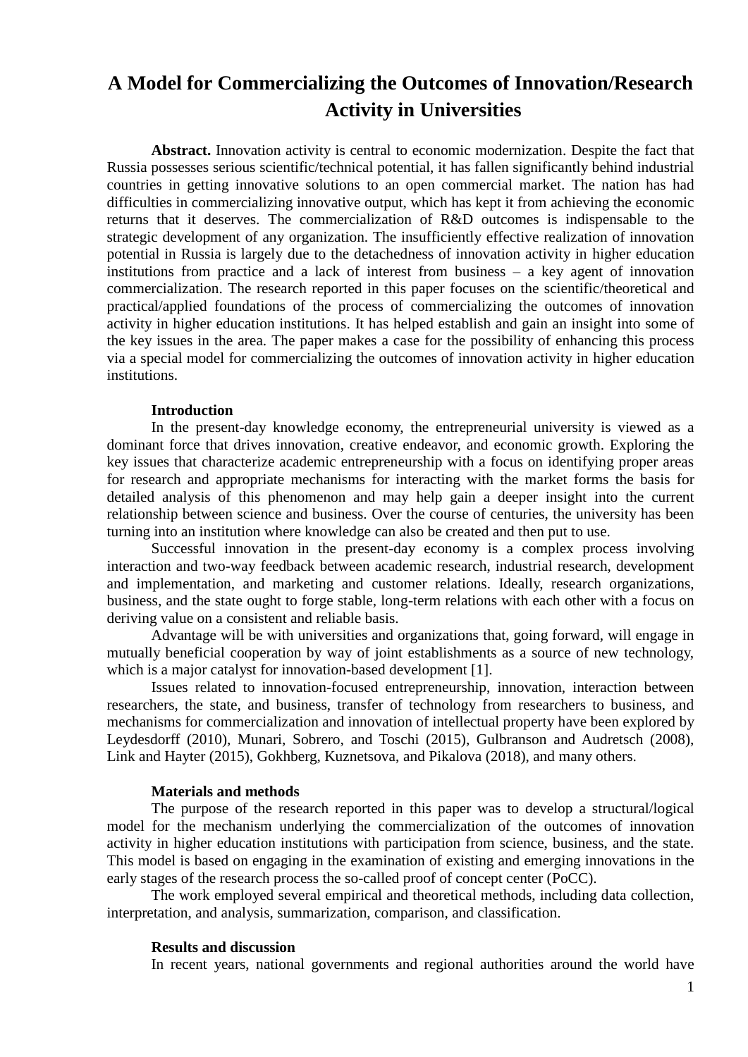# A Model for Commercializing the Outcomes of Innovation/Research Activity in Universities

**Abstract.** Innovation activity is central to economic modernization. Despite the fact that Russia possesses serious scientific/technical potential, it has fallen significantly behind industrial countries in getting innovative solutions to an open commercial market. The nation has had difficulties in commercializing innovative output, which has kept it from achieving the economic returns that it deserves. The commercialization of R&D outcomes is indispensable to the strategic development of any organization. The insufficiently effective realization of innovation potential in Russia is largely due to the detachedness of innovation activity in higher education institutions from practice and a lack of interest from business – a key agent of innovation commercialization. The research reported in this paper focuses on the scientific/theoretical and practical/applied foundations of the process of commercializing the outcomes of innovation activity in higher education institutions. It has helped establish and gain an insight into some of the key issues in the area. The paper makes a case for the possibility of enhancing this process via a special model for commercializing the outcomes of innovation activity in higher education institutions.

## Introduction

In the present-day knowledge economy, the entrepreneurial university is viewed as a dominant force that drives innovation, creative endeavor, and economic growth. Exploring the key issues that characterize academic entrepreneurship with a focus on identifying proper areas for research and appropriate mechanisms for interacting with the market forms the basis for detailed analysis of this phenomenon and may help gain a deeper insight into the current relationship between science and business. Over the course of centuries, the university has been turning into an institution where knowledge can also be created and then put to use.

Successful innovation in the present-day economy is a complex process involving interaction and two-way feedback between academic research, industrial research, development and implementation, and marketing and customer relations. Ideally, research organizations, business, and the state ought to forge stable, long-term relations with each other with a focus on deriving value on a consistent and reliable basis.

Advantage will be with universities and organizations that, going forward, will engage in mutually beneficial cooperation by way of joint establishments as a source of new technology, which is a major catalyst for innovation-based development [1].

Issues related to innovation-focused entrepreneurship, innovation, interaction between researchers, the state, and business, transfer of technology from researchers to business, and mechanisms for commercialization and innovation of intellectual property have been explored by Leydesdorff (2010), Munari, Sobrero, and Toschi (2015), Gulbranson and Audretsch (2008), Link and Hayter (2015), Gokhberg, Kuznetsova, and Pikalova (2018), and many others.

## Materials and methods

The purpose of the research reported in this paper was to develop a structural/logical model for the mechanism underlying the commercialization of the outcomes of innovation activity in higher education institutions with participation from science, business, and the state. This model is based on engaging in the examination of existing and emerging innovations in the early stages of the research process the so-called proof of concept center (PoCC).

The work employed several empirical and theoretical methods, including data collection, interpretation, and analysis, summarization, comparison, and classification.

## Results and discussion

In recent years, national governments and regional authorities around the world have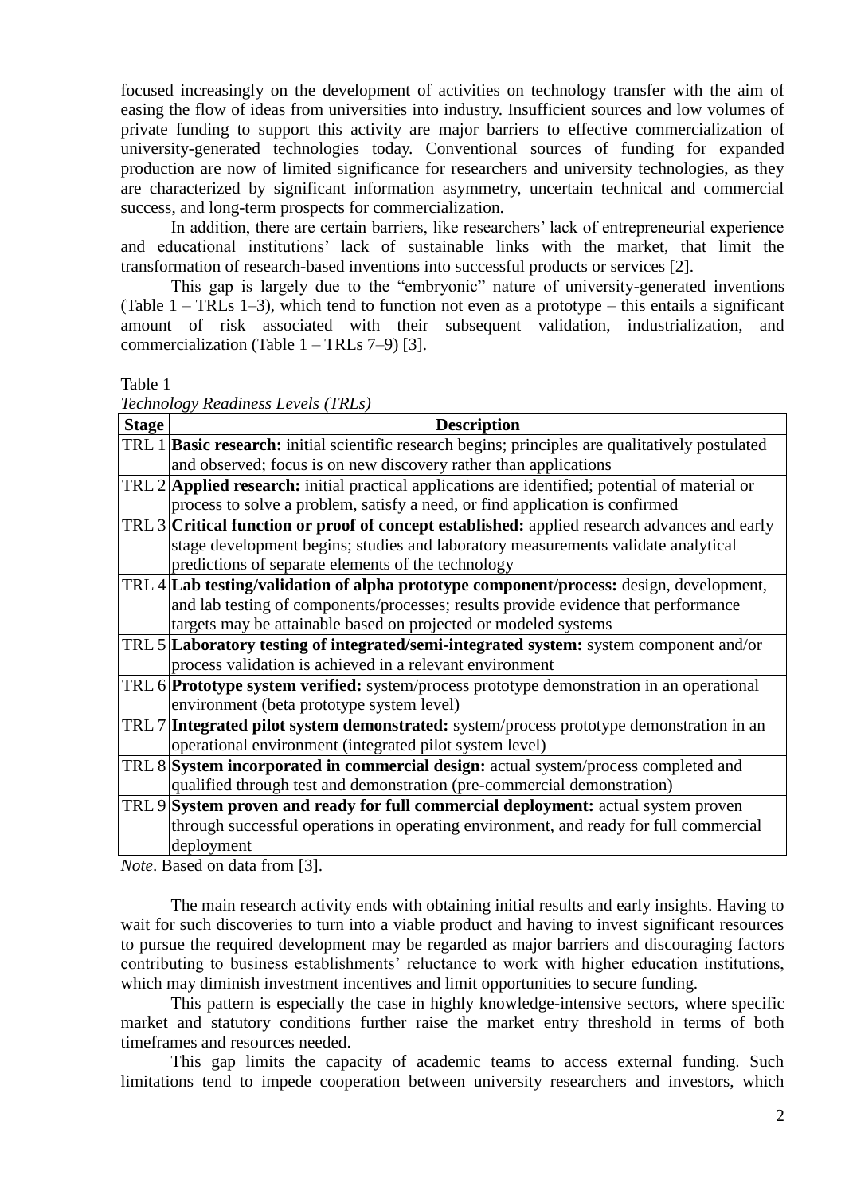focused increasingly on the development of activities on technology transfer with the aim of easing the flow of ideas from universities into industry. Insufficient sources and low volumes of private funding to support this activity are major barriers to effective commercialization of university-generated technologies today. Conventional sources of funding for expanded production are now of limited significance for researchers and university technologies, as they are characterized by significant information asymmetry, uncertain technical and commercial success, and long-term prospects for commercialization.

In addition, there are certain barriers, like researchers' lack of entrepreneurial experience and educational institutions' lack of sustainable links with the market, that limit the transformation of research-based inventions into successful products or services [2].

This gap is largely due to the "embryonic" nature of university-generated inventions (Table 1 – TRLs 1–3), which tend to function not even as a prototype – this entails a significant amount of risk associated with their subsequent validation, industrialization, and commercialization (Table 1 – TRLs 7–9) [3].

Table 1

*Technology Readiness Levels (TRLs)*

| Stage | Description |
|---|---|
| TRL 1 | **Basic research:** initial scientific research begins; principles are qualitatively postulated and observed; focus is on new discovery rather than applications |
| TRL 2 | **Applied research:** initial practical applications are identified; potential of material or process to solve a problem, satisfy a need, or find application is confirmed |
| TRL 3 | **Critical function or proof of concept established:** applied research advances and early stage development begins; studies and laboratory measurements validate analytical predictions of separate elements of the technology |
| TRL 4 | **Lab testing/validation of alpha prototype component/process:** design, development, and lab testing of components/processes; results provide evidence that performance targets may be attainable based on projected or modeled systems |
| TRL 5 | **Laboratory testing of integrated/semi-integrated system:** system component and/or process validation is achieved in a relevant environment |
| TRL 6 | **Prototype system verified:** system/process prototype demonstration in an operational environment (beta prototype system level) |
| TRL 7 | **Integrated pilot system demonstrated:** system/process prototype demonstration in an operational environment (integrated pilot system level) |
| TRL 8 | **System incorporated in commercial design:** actual system/process completed and qualified through test and demonstration (pre-commercial demonstration) |
| TRL 9 | **System proven and ready for full commercial deployment:** actual system proven through successful operations in operating environment, and ready for full commercial deployment |

*Note*. Based on data from [3].

The main research activity ends with obtaining initial results and early insights. Having to wait for such discoveries to turn into a viable product and having to invest significant resources to pursue the required development may be regarded as major barriers and discouraging factors contributing to business establishments' reluctance to work with higher education institutions, which may diminish investment incentives and limit opportunities to secure funding.

This pattern is especially the case in highly knowledge-intensive sectors, where specific market and statutory conditions further raise the market entry threshold in terms of both timeframes and resources needed.

This gap limits the capacity of academic teams to access external funding. Such limitations tend to impede cooperation between university researchers and investors, which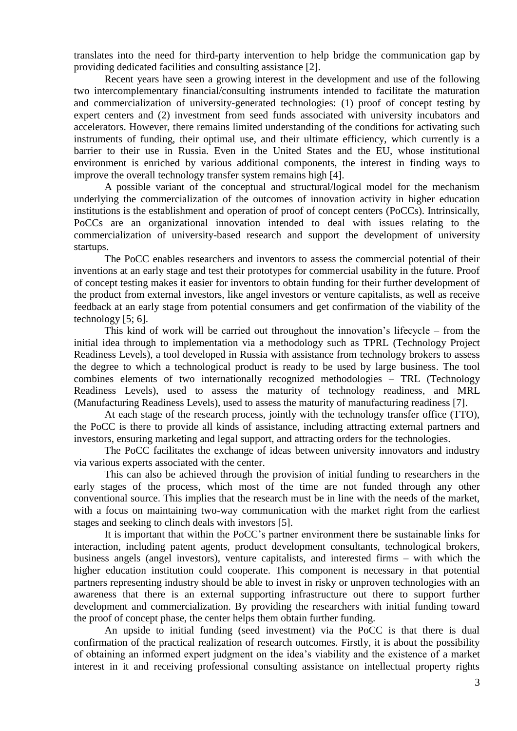translates into the need for third-party intervention to help bridge the communication gap by providing dedicated facilities and consulting assistance [2].

Recent years have seen a growing interest in the development and use of the following two intercomplementary financial/consulting instruments intended to facilitate the maturation and commercialization of university-generated technologies: (1) proof of concept testing by expert centers and (2) investment from seed funds associated with university incubators and accelerators. However, there remains limited understanding of the conditions for activating such instruments of funding, their optimal use, and their ultimate efficiency, which currently is a barrier to their use in Russia. Even in the United States and the EU, whose institutional environment is enriched by various additional components, the interest in finding ways to improve the overall technology transfer system remains high [4].

A possible variant of the conceptual and structural/logical model for the mechanism underlying the commercialization of the outcomes of innovation activity in higher education institutions is the establishment and operation of proof of concept centers (PoCCs). Intrinsically, PoCCs are an organizational innovation intended to deal with issues relating to the commercialization of university-based research and support the development of university startups.

The PoCC enables researchers and inventors to assess the commercial potential of their inventions at an early stage and test their prototypes for commercial usability in the future. Proof of concept testing makes it easier for inventors to obtain funding for their further development of the product from external investors, like angel investors or venture capitalists, as well as receive feedback at an early stage from potential consumers and get confirmation of the viability of the technology [5; 6].

This kind of work will be carried out throughout the innovation's lifecycle – from the initial idea through to implementation via a methodology such as TPRL (Technology Project Readiness Levels), a tool developed in Russia with assistance from technology brokers to assess the degree to which a technological product is ready to be used by large business. The tool combines elements of two internationally recognized methodologies – TRL (Technology Readiness Levels), used to assess the maturity of technology readiness, and MRL (Manufacturing Readiness Levels), used to assess the maturity of manufacturing readiness [7].

At each stage of the research process, jointly with the technology transfer office (TTO), the PoCC is there to provide all kinds of assistance, including attracting external partners and investors, ensuring marketing and legal support, and attracting orders for the technologies.

The PoCC facilitates the exchange of ideas between university innovators and industry via various experts associated with the center.

This can also be achieved through the provision of initial funding to researchers in the early stages of the process, which most of the time are not funded through any other conventional source. This implies that the research must be in line with the needs of the market, with a focus on maintaining two-way communication with the market right from the earliest stages and seeking to clinch deals with investors [5].

It is important that within the PoCC's partner environment there be sustainable links for interaction, including patent agents, product development consultants, technological brokers, business angels (angel investors), venture capitalists, and interested firms – with which the higher education institution could cooperate. This component is necessary in that potential partners representing industry should be able to invest in risky or unproven technologies with an awareness that there is an external supporting infrastructure out there to support further development and commercialization. By providing the researchers with initial funding toward the proof of concept phase, the center helps them obtain further funding.

An upside to initial funding (seed investment) via the PoCC is that there is dual confirmation of the practical realization of research outcomes. Firstly, it is about the possibility of obtaining an informed expert judgment on the idea's viability and the existence of a market interest in it and receiving professional consulting assistance on intellectual property rights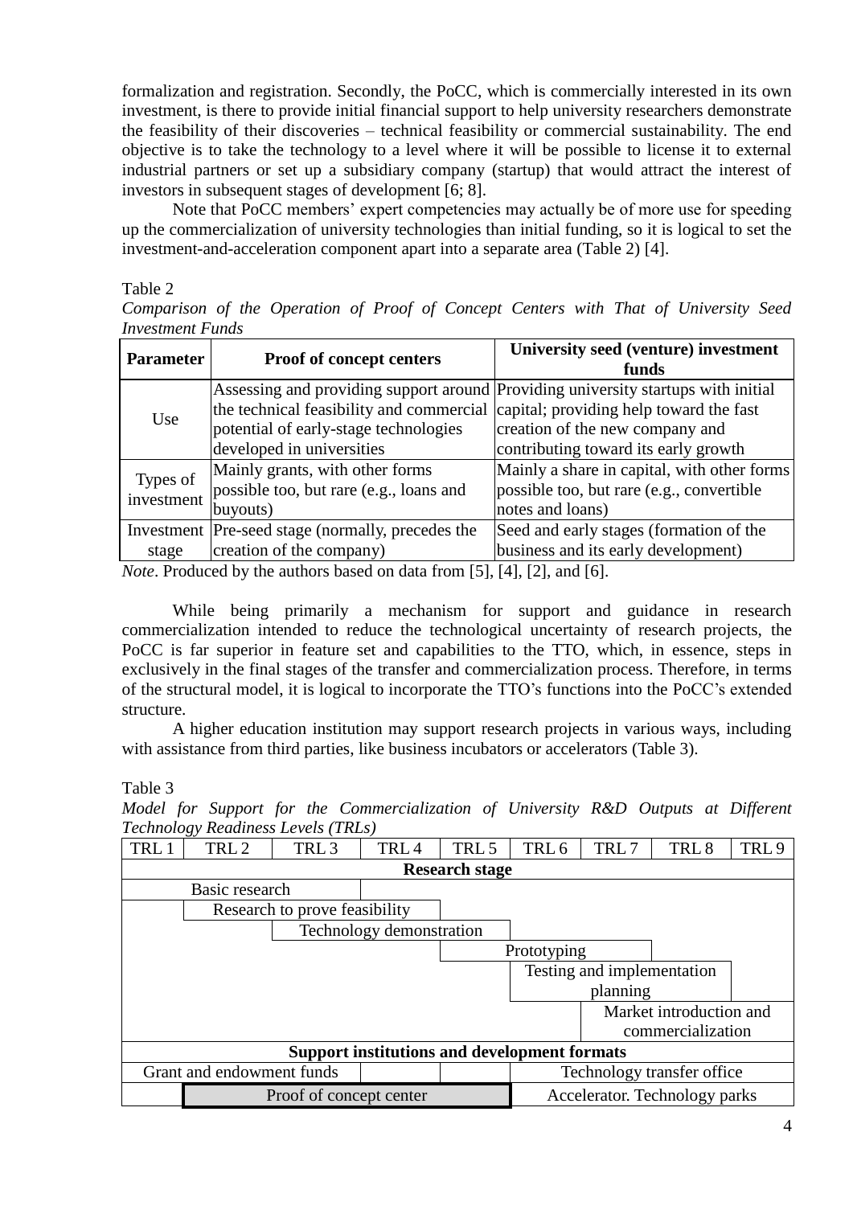formalization and registration. Secondly, the PoCC, which is commercially interested in its own investment, is there to provide initial financial support to help university researchers demonstrate the feasibility of their discoveries – technical feasibility or commercial sustainability. The end objective is to take the technology to a level where it will be possible to license it to external industrial partners or set up a subsidiary company (startup) that would attract the interest of investors in subsequent stages of development [6; 8].

Note that PoCC members' expert competencies may actually be of more use for speeding up the commercialization of university technologies than initial funding, so it is logical to set the investment-and-acceleration component apart into a separate area (Table 2) [4].

Table 2

*Comparison of the Operation of Proof of Concept Centers with That of University Seed Investment Funds*

| **Parameter** | **Proof of concept centers** | **University seed (venture) investment funds** |
|---|---|---|
| Use | Assessing and providing support around the technical feasibility and commercial potential of early-stage technologies developed in universities | Providing university startups with initial capital; providing help toward the fast creation of the new company and contributing toward its early growth |
| Types of investment | Mainly grants, with other forms possible too, but rare (e.g., loans and buyouts) | Mainly a share in capital, with other forms possible too, but rare (e.g., convertible notes and loans) |
| Investment stage | Pre-seed stage (normally, precedes the creation of the company) | Seed and early stages (formation of the business and its early development) |

*Note*. Produced by the authors based on data from [5], [4], [2], and [6].

While being primarily a mechanism for support and guidance in research commercialization intended to reduce the technological uncertainty of research projects, the PoCC is far superior in feature set and capabilities to the TTO, which, in essence, steps in exclusively in the final stages of the transfer and commercialization process. Therefore, in terms of the structural model, it is logical to incorporate the TTO's functions into the PoCC's extended structure.

A higher education institution may support research projects in various ways, including with assistance from third parties, like business incubators or accelerators (Table 3).

Table 3

*Model for Support for the Commercialization of University R&D Outputs at Different Technology Readiness Levels (TRLs)*

| TRL 1 | TRL 2 | TRL 3 | TRL 4 | TRL 5 | TRL 6 | TRL 7 | TRL 8 | TRL 9 |
|---|---|---|---|---|---|---|---|---|
| **Research stage** | | | | | | | | |
| Basic research | | | | | | | | |
| | Research to prove feasibility | | | | | | | |
| | | Technology demonstration | | | | | | |
| | | | | Prototyping | | | | |
| | | | | | Testing and implementation planning | | | |
| | | | | | | Market introduction and commercialization | | |
| **Support institutions and development formats** | | | | | | | | |
| Grant and endowment funds | | | | | Technology transfer office | | | |
| | Proof of concept center | | | | Accelerator. Technology parks | | | |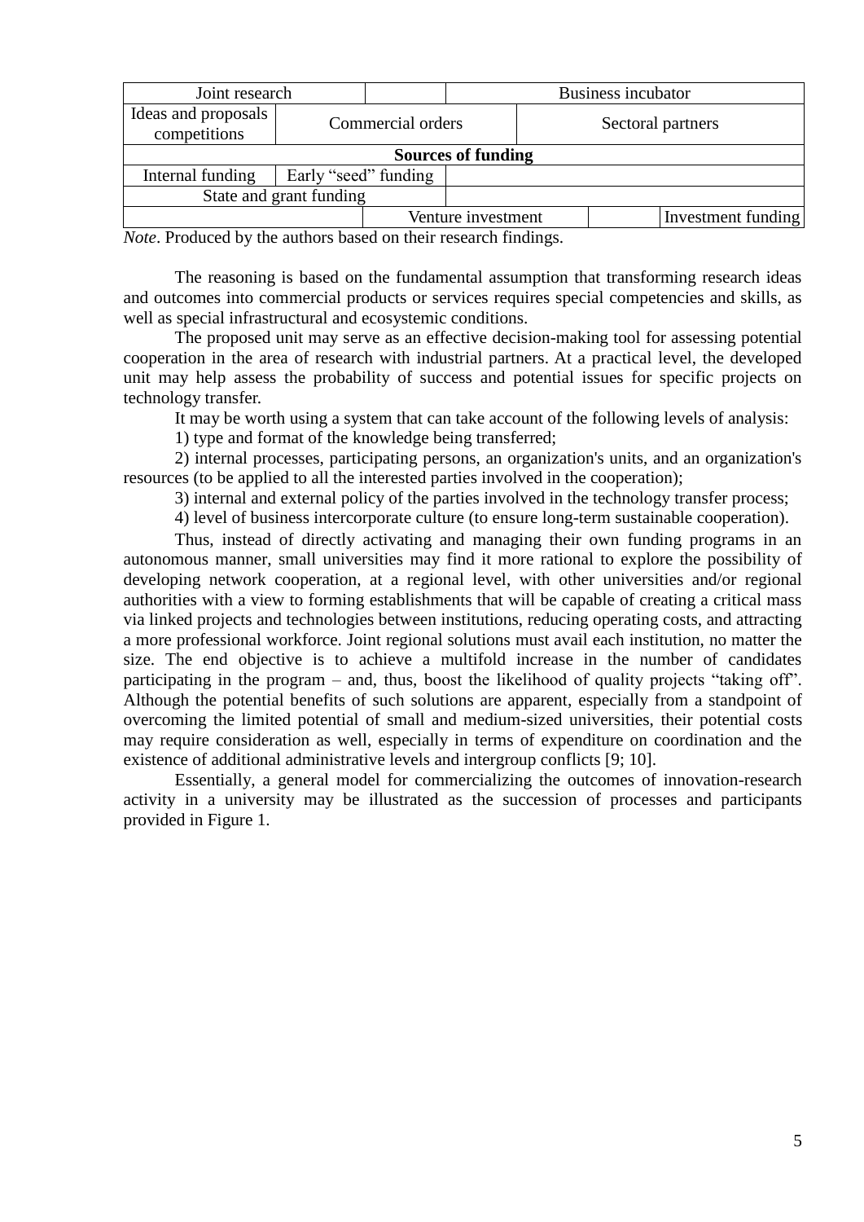| Joint research | | | Business incubator | |
|---|---|---|---|---|
| Ideas and proposals competitions | Commercial orders | | Sectoral partners | |
| **Sources of funding** | | | | |
| Internal funding | Early "seed" funding | | | |
| State and grant funding | | | | |
| | Venture investment | | | Investment funding |

*Note*. Produced by the authors based on their research findings.

The reasoning is based on the fundamental assumption that transforming research ideas and outcomes into commercial products or services requires special competencies and skills, as well as special infrastructural and ecosystemic conditions.

The proposed unit may serve as an effective decision-making tool for assessing potential cooperation in the area of research with industrial partners. At a practical level, the developed unit may help assess the probability of success and potential issues for specific projects on technology transfer.

It may be worth using a system that can take account of the following levels of analysis:

1) type and format of the knowledge being transferred;

2) internal processes, participating persons, an organization's units, and an organization's resources (to be applied to all the interested parties involved in the cooperation);

3) internal and external policy of the parties involved in the technology transfer process;

4) level of business intercorporate culture (to ensure long-term sustainable cooperation).

Thus, instead of directly activating and managing their own funding programs in an autonomous manner, small universities may find it more rational to explore the possibility of developing network cooperation, at a regional level, with other universities and/or regional authorities with a view to forming establishments that will be capable of creating a critical mass via linked projects and technologies between institutions, reducing operating costs, and attracting a more professional workforce. Joint regional solutions must avail each institution, no matter the size. The end objective is to achieve a multifold increase in the number of candidates participating in the program – and, thus, boost the likelihood of quality projects "taking off". Although the potential benefits of such solutions are apparent, especially from a standpoint of overcoming the limited potential of small and medium-sized universities, their potential costs may require consideration as well, especially in terms of expenditure on coordination and the existence of additional administrative levels and intergroup conflicts [9; 10].

Essentially, a general model for commercializing the outcomes of innovation-research activity in a university may be illustrated as the succession of processes and participants provided in Figure 1.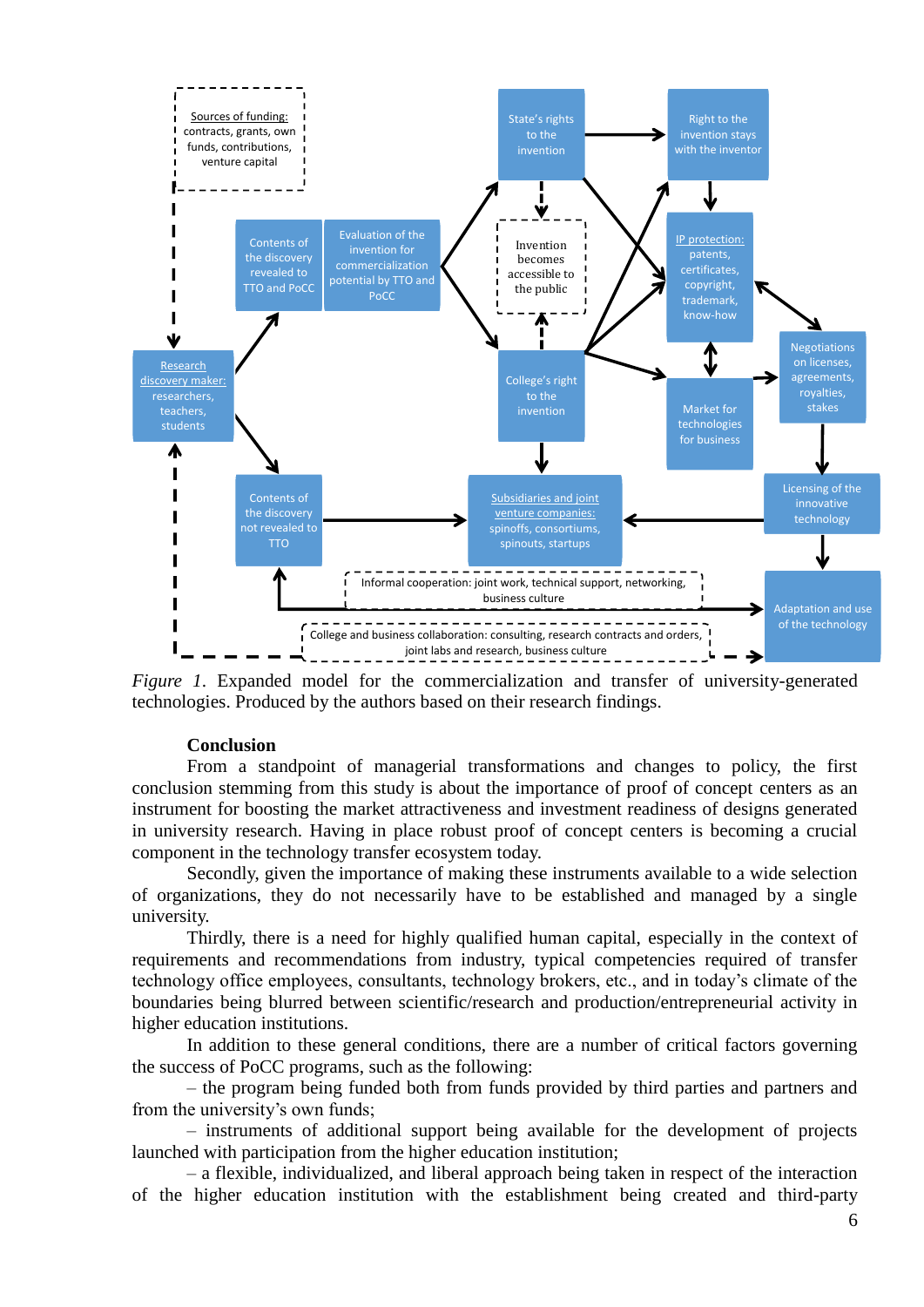*Figure 1.* Expanded model for the commercialization and transfer of university-generated technologies. Produced by the authors based on their research findings.

## Conclusion

From a standpoint of managerial transformations and changes to policy, the first conclusion stemming from this study is about the importance of proof of concept centers as an instrument for boosting the market attractiveness and investment readiness of designs generated in university research. Having in place robust proof of concept centers is becoming a crucial component in the technology transfer ecosystem today.

Secondly, given the importance of making these instruments available to a wide selection of organizations, they do not necessarily have to be established and managed by a single university.

Thirdly, there is a need for highly qualified human capital, especially in the context of requirements and recommendations from industry, typical competencies required of transfer technology office employees, consultants, technology brokers, etc., and in today's climate of the boundaries being blurred between scientific/research and production/entrepreneurial activity in higher education institutions.

In addition to these general conditions, there are a number of critical factors governing the success of PoCC programs, such as the following:

– the program being funded both from funds provided by third parties and partners and from the university's own funds;

– instruments of additional support being available for the development of projects launched with participation from the higher education institution;

– a flexible, individualized, and liberal approach being taken in respect of the interaction of the higher education institution with the establishment being created and third-party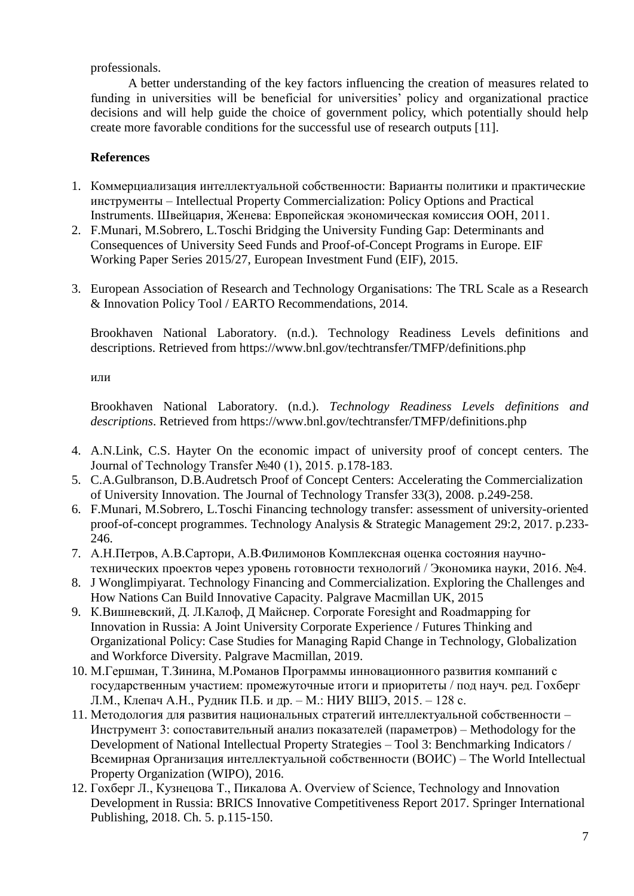professionals.

A better understanding of the key factors influencing the creation of measures related to funding in universities will be beneficial for universities' policy and organizational practice decisions and will help guide the choice of government policy, which potentially should help create more favorable conditions for the successful use of research outputs [11].

**References**

1. Коммерциализация интеллектуальной собственности: Варианты политики и практические инструменты – Intellectual Property Commercialization: Policy Options and Practical Instruments. Швейцария, Женева: Европейская экономическая комиссия ООН, 2011.
2. F.Munari, M.Sobrero, L.Toschi Bridging the University Funding Gap: Determinants and Consequences of University Seed Funds and Proof-of-Concept Programs in Europe. EIF Working Paper Series 2015/27, European Investment Fund (EIF), 2015.
3. European Association of Research and Technology Organisations: The TRL Scale as a Research & Innovation Policy Tool / EARTO Recommendations, 2014.

   Brookhaven National Laboratory. (n.d.). Technology Readiness Levels definitions and descriptions. Retrieved from https://www.bnl.gov/techtransfer/TMFP/definitions.php

   или

   Brookhaven National Laboratory. (n.d.). *Technology Readiness Levels definitions and descriptions*. Retrieved from https://www.bnl.gov/techtransfer/TMFP/definitions.php

4. A.N.Link, C.S. Hayter On the economic impact of university proof of concept centers. The Journal of Technology Transfer №40 (1), 2015. p.178-183.
5. C.A.Gulbranson, D.B.Audretsch Proof of Concept Centers: Accelerating the Commercialization of University Innovation. The Journal of Technology Transfer 33(3), 2008. p.249-258.
6. F.Munari, M.Sobrero, L.Toschi Financing technology transfer: assessment of university-oriented proof-of-concept programmes. Technology Analysis & Strategic Management 29:2, 2017. p.233-246.
7. А.Н.Петров, А.В.Сартори, А.В.Филимонов Комплексная оценка состояния научно-технических проектов через уровень готовности технологий / Экономика науки, 2016. №4.
8. J Wonglimpiyarat. Technology Financing and Commercialization. Exploring the Challenges and How Nations Can Build Innovative Capacity. Palgrave Macmillan UK, 2015
9. К.Вишневский, Д. Л.Калоф, Д Майснер. Corporate Foresight and Roadmapping for Innovation in Russia: A Joint University Corporate Experience / Futures Thinking and Organizational Policy: Case Studies for Managing Rapid Change in Technology, Globalization and Workforce Diversity. Palgrave Macmillan, 2019.
10. М.Гершман, Т.Зинина, М.Романов Программы инновационного развития компаний с государственным участием: промежуточные итоги и приоритеты / под науч. ред. Гохберг Л.М., Клепач А.Н., Рудник П.Б. и др. – М.: НИУ ВШЭ, 2015. – 128 с.
11. Методология для развития национальных стратегий интеллектуальной собственности – Инструмент 3: сопоставительный анализ показателей (параметров) – Methodology for the Development of National Intellectual Property Strategies – Tool 3: Benchmarking Indicators / Всемирная Организация интеллектуальной собственности (ВОИС) – The World Intellectual Property Organization (WIPO), 2016.
12. Гохберг Л., Кузнецова Т., Пикалова А. Overview of Science, Technology and Innovation Development in Russia: BRICS Innovative Competitiveness Report 2017. Springer International Publishing, 2018. Ch. 5. p.115-150.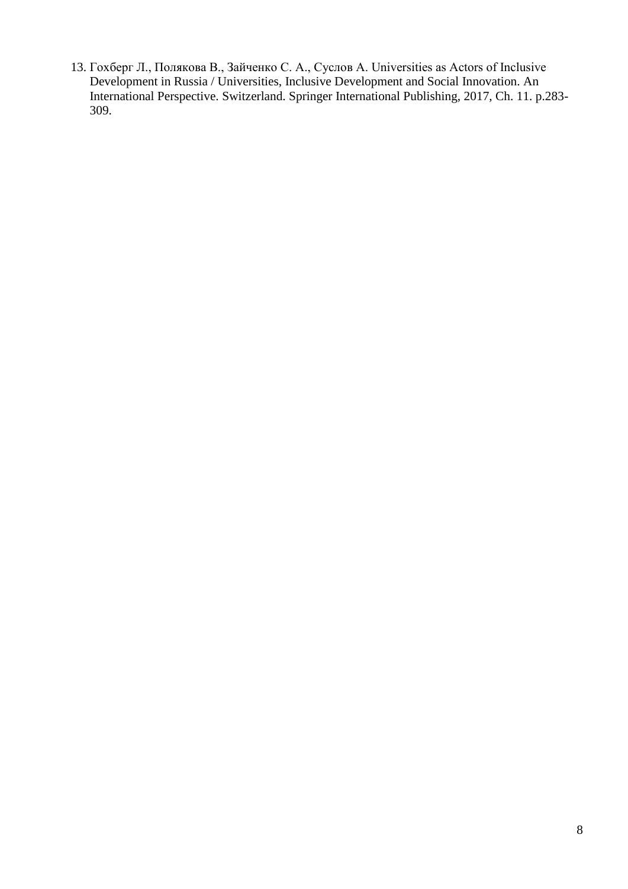13. Гохберг Л., Полякова В., Зайченко С. А., Суслов А. Universities as Actors of Inclusive Development in Russia / Universities, Inclusive Development and Social Innovation. An International Perspective. Switzerland. Springer International Publishing, 2017, Ch. 11. p.283-309.